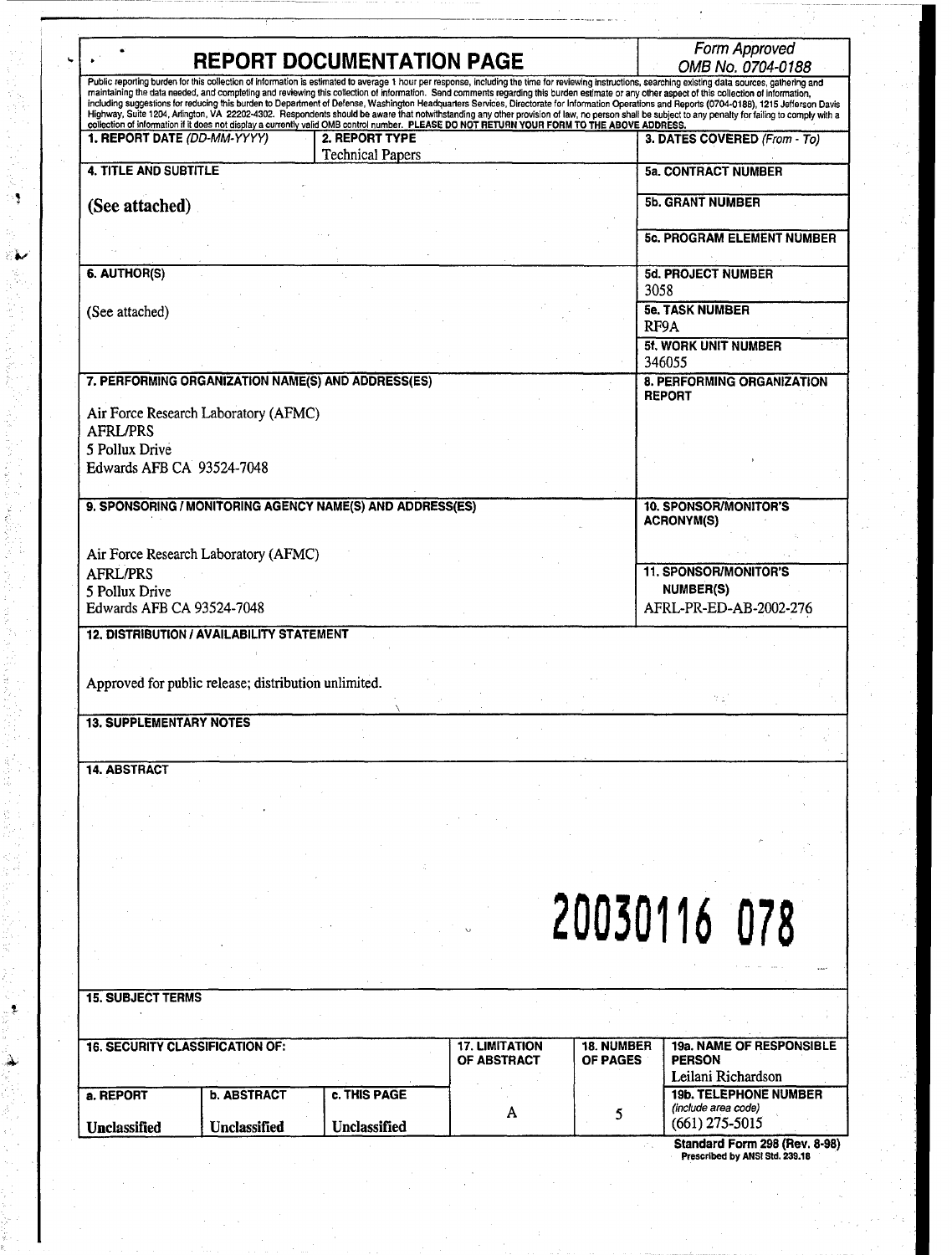# REPORT DOCUMENTATION PAGE

*Form Approved*
*OMB No. 0704-0188*

Public reporting burden for this collection of information is estimated to average 1 hour per response, including the time for reviewing instructions, searching existing data sources, gathering and maintaining the data needed, and completing and reviewing this collection of information. Send comments regarding this burden estimate or any other aspect of this collection of information, including suggestions for reducing this burden to Department of Defense, Washington Headquarters Services, Directorate for Information Operations and Reports (0704-0188), 1215 Jefferson Davis Highway, Suite 1204, Arlington, VA 22202-4302. Respondents should be aware that notwithstanding any other provision of law, no person shall be subject to any penalty for failing to comply with a collection of information if it does not display a currently valid OMB control number. **PLEASE DO NOT RETURN YOUR FORM TO THE ABOVE ADDRESS.**

| **1. REPORT DATE** *(DD-MM-YYYY)* | **2. REPORT TYPE** Technical Papers | **3. DATES COVERED** *(From - To)* |
|---|---|---|

| **4. TITLE AND SUBTITLE** | |
|---|---|
| **(See attached)** | **5a. CONTRACT NUMBER** |
| | **5b. GRANT NUMBER** |
| | **5c. PROGRAM ELEMENT NUMBER** |
| **6. AUTHOR(S)** | **5d. PROJECT NUMBER** 3058 |
| (See attached) | **5e. TASK NUMBER** RF9A |
| | **5f. WORK UNIT NUMBER** 346055 |
| **7. PERFORMING ORGANIZATION NAME(S) AND ADDRESS(ES)** Air Force Research Laboratory (AFMC) AFRL/PRS 5 Pollux Drive Edwards AFB CA 93524-7048 | **8. PERFORMING ORGANIZATION REPORT** |
| **9. SPONSORING / MONITORING AGENCY NAME(S) AND ADDRESS(ES)** Air Force Research Laboratory (AFMC) AFRL/PRS 5 Pollux Drive Edwards AFB CA 93524-7048 | **10. SPONSOR/MONITOR'S ACRONYM(S)** |
| | **11. SPONSOR/MONITOR'S NUMBER(S)** AFRL-PR-ED-AB-2002-276 |

**12. DISTRIBUTION / AVAILABILITY STATEMENT**

Approved for public release; distribution unlimited.

**13. SUPPLEMENTARY NOTES**

**14. ABSTRACT**

20030116 078

**15. SUBJECT TERMS**

| **16. SECURITY CLASSIFICATION OF:** | | | **17. LIMITATION OF ABSTRACT** | **18. NUMBER OF PAGES** | **19a. NAME OF RESPONSIBLE PERSON** Leilani Richardson |
|---|---|---|---|---|---|
| **a. REPORT** Unclassified | **b. ABSTRACT** Unclassified | **c. THIS PAGE** Unclassified | A | 5 | **19b. TELEPHONE NUMBER** *(include area code)* (661) 275-5015 |

**Standard Form 298 (Rev. 8-98)**
**Prescribed by ANSI Std. 239.18**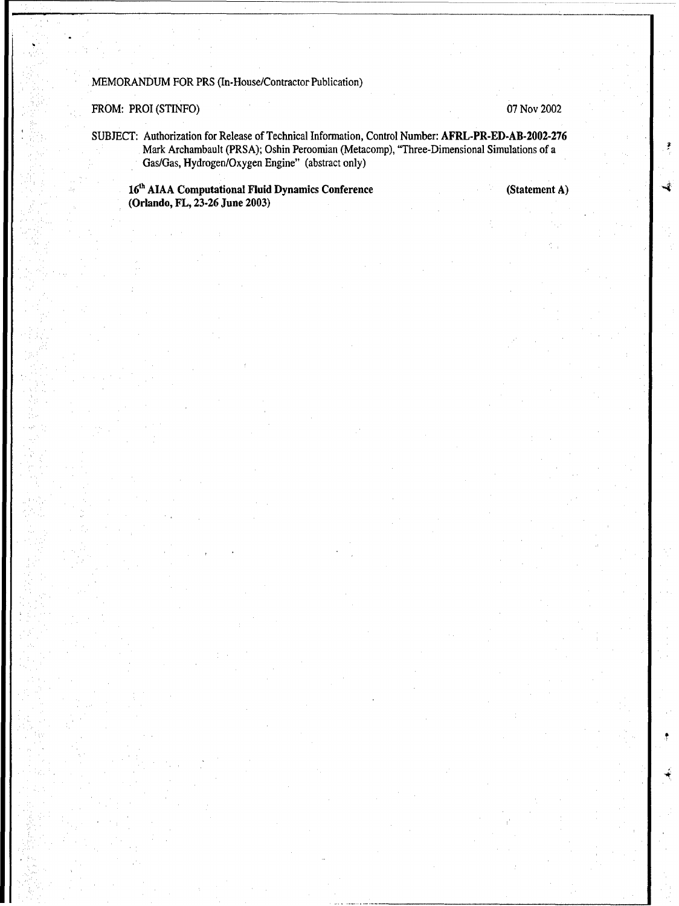MEMORANDUM FOR PRS (In-House/Contractor Publication)

FROM: PROI (STINFO) 07 Nov 2002

SUBJECT: Authorization for Release of Technical Information, Control Number: **AFRL-PR-ED-AB-2002-276**
Mark Archambault (PRSA); Oshin Peroomian (Metacomp), "Three-Dimensional Simulations of a Gas/Gas, Hydrogen/Oxygen Engine" (abstract only)

**16th AIAA Computational Fluid Dynamics Conference** **(Statement A)**
**(Orlando, FL, 23-26 June 2003)**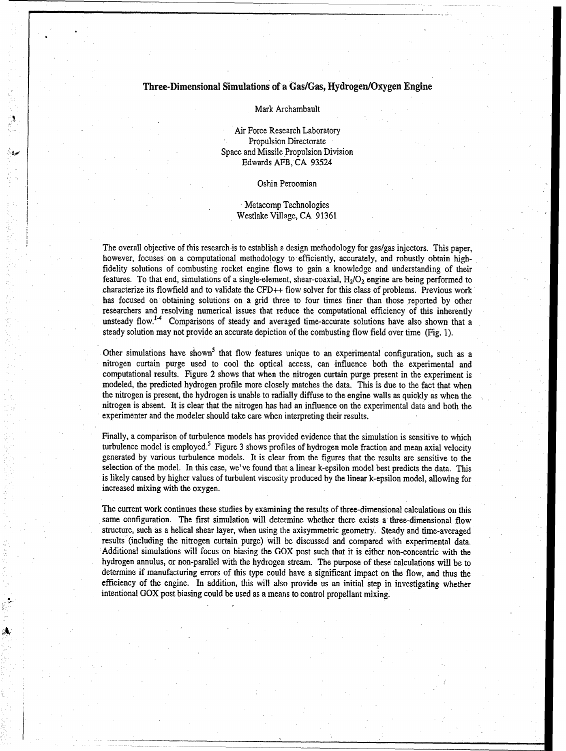# Three-Dimensional Simulations of a Gas/Gas, Hydrogen/Oxygen Engine

Mark Archambault

Air Force Research Laboratory
Propulsion Directorate
Space and Missile Propulsion Division
Edwards AFB, CA 93524

Oshin Peroomian

Metacomp Technologies
Westlake Village, CA 91361

The overall objective of this research is to establish a design methodology for gas/gas injectors. This paper, however, focuses on a computational methodology to efficiently, accurately, and robustly obtain high-fidelity solutions of combusting rocket engine flows to gain a knowledge and understanding of their features. To that end, simulations of a single-element, shear-coaxial, $H_2/O_2$ engine are being performed to characterize its flowfield and to validate the CFD++ flow solver for this class of problems. Previous work has focused on obtaining solutions on a grid three to four times finer than those reported by other researchers and resolving numerical issues that reduce the computational efficiency of this inherently unsteady flow.[1-4] Comparisons of steady and averaged time-accurate solutions have also shown that a steady solution may not provide an accurate depiction of the combusting flow field over time (Fig. 1).

Other simulations have shown[5] that flow features unique to an experimental configuration, such as a nitrogen curtain purge used to cool the optical access, can influence both the experimental and computational results. Figure 2 shows that when the nitrogen curtain purge present in the experiment is modeled, the predicted hydrogen profile more closely matches the data. This is due to the fact that when the nitrogen is present, the hydrogen is unable to radially diffuse to the engine walls as quickly as when the nitrogen is absent. It is clear that the nitrogen has had an influence on the experimental data and both the experimenter and the modeler should take care when interpreting their results.

Finally, a comparison of turbulence models has provided evidence that the simulation is sensitive to which turbulence model is employed.[5] Figure 3 shows profiles of hydrogen mole fraction and mean axial velocity generated by various turbulence models. It is clear from the figures that the results are sensitive to the selection of the model. In this case, we've found that a linear k-epsilon model best predicts the data. This is likely caused by higher values of turbulent viscosity produced by the linear k-epsilon model, allowing for increased mixing with the oxygen.

The current work continues these studies by examining the results of three-dimensional calculations on this same configuration. The first simulation will determine whether there exists a three-dimensional flow structure, such as a helical shear layer, when using the axisymmetric geometry. Steady and time-averaged results (including the nitrogen curtain purge) will be discussed and compared with experimental data. Additional simulations will focus on biasing the GOX post such that it is either non-concentric with the hydrogen annulus, or non-parallel with the hydrogen stream. The purpose of these calculations will be to determine if manufacturing errors of this type could have a significant impact on the flow, and thus the efficiency of the engine. In addition, this will also provide us an initial step in investigating whether intentional GOX post biasing could be used as a means to control propellant mixing.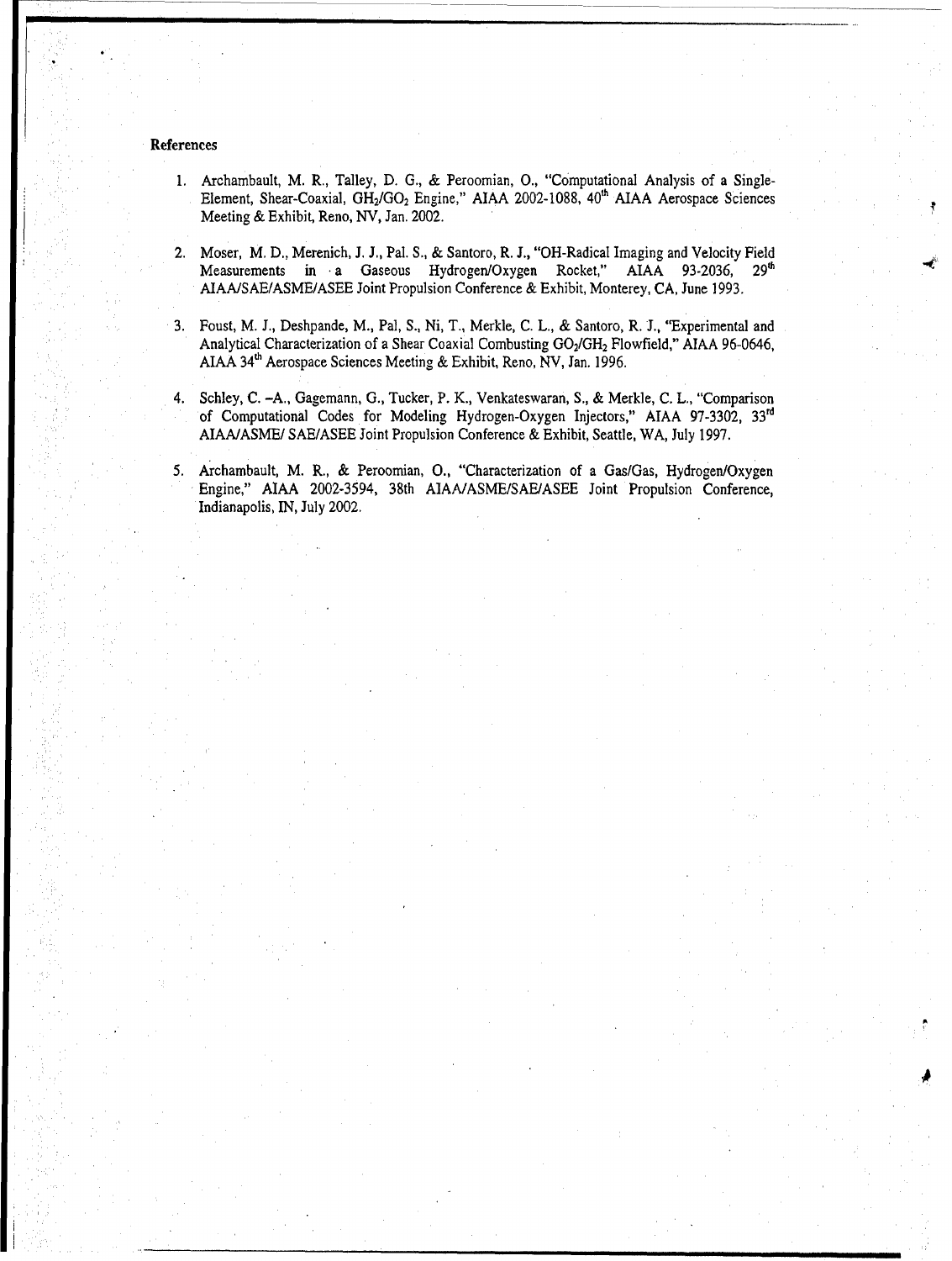## References

1. Archambault, M. R., Talley, D. G., & Peroomian, O., "Computational Analysis of a Single-Element, Shear-Coaxial, $GH_2/GO_2$ Engine," AIAA 2002-1088, 40th AIAA Aerospace Sciences Meeting & Exhibit, Reno, NV, Jan. 2002.

2. Moser, M. D., Merenich, J. J., Pal. S., & Santoro, R. J., "OH-Radical Imaging and Velocity Field Measurements in a Gaseous Hydrogen/Oxygen Rocket," AIAA 93-2036, 29th AIAA/SAE/ASME/ASEE Joint Propulsion Conference & Exhibit, Monterey, CA, June 1993.

3. Foust, M. J., Deshpande, M., Pal, S., Ni, T., Merkle, C. L., & Santoro, R. J., "Experimental and Analytical Characterization of a Shear Coaxial Combusting $GO_2/GH_2$ Flowfield," AIAA 96-0646, AIAA 34th Aerospace Sciences Meeting & Exhibit, Reno, NV, Jan. 1996.

4. Schley, C. -A., Gagemann, G., Tucker, P. K., Venkateswaran, S., & Merkle, C. L., "Comparison of Computational Codes for Modeling Hydrogen-Oxygen Injectors," AIAA 97-3302, 33rd AIAA/ASME/ SAE/ASEE Joint Propulsion Conference & Exhibit, Seattle, WA, July 1997.

5. Archambault, M. R., & Peroomian, O., "Characterization of a Gas/Gas, Hydrogen/Oxygen Engine," AIAA 2002-3594, 38th AIAA/ASME/SAE/ASEE Joint Propulsion Conference, Indianapolis, IN, July 2002.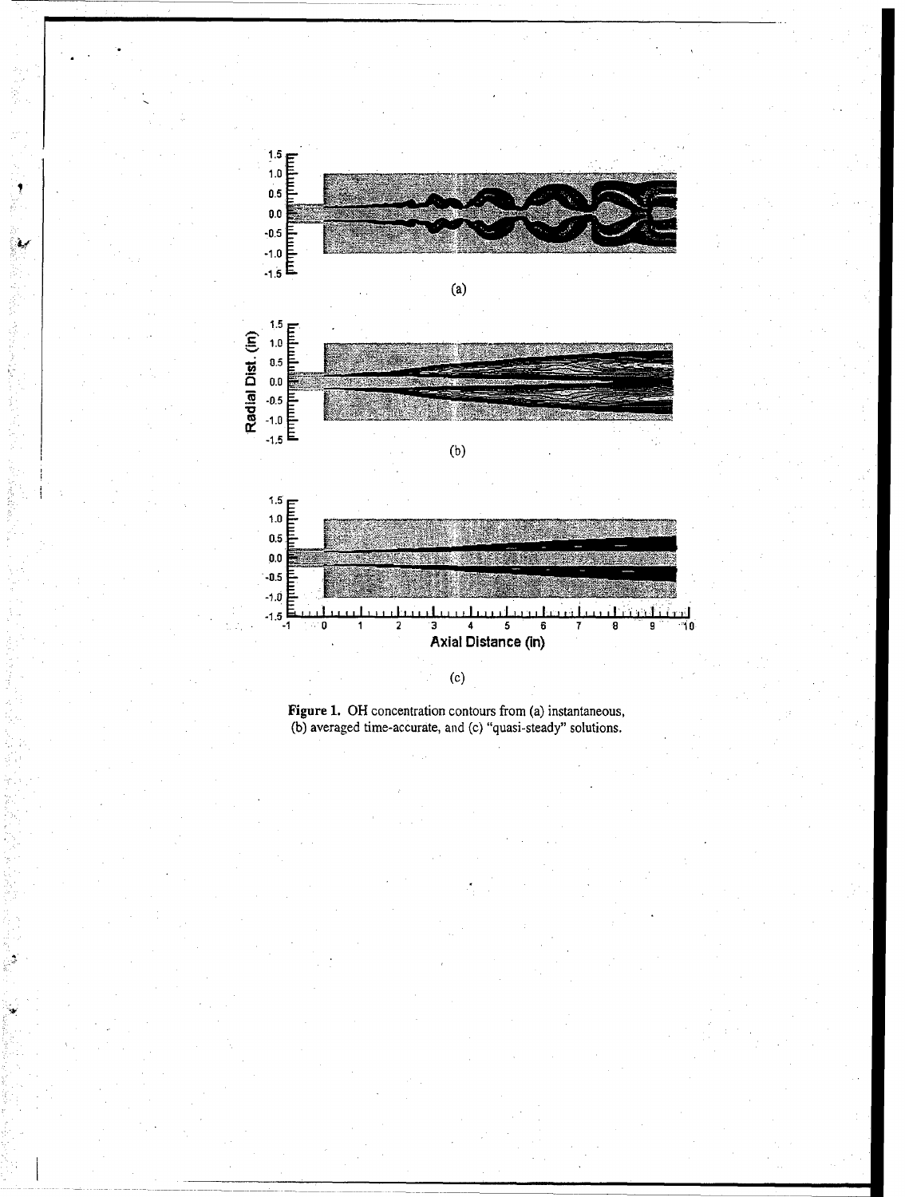**Figure 1.** OH concentration contours from (a) instantaneous, (b) averaged time-accurate, and (c) "quasi-steady" solutions.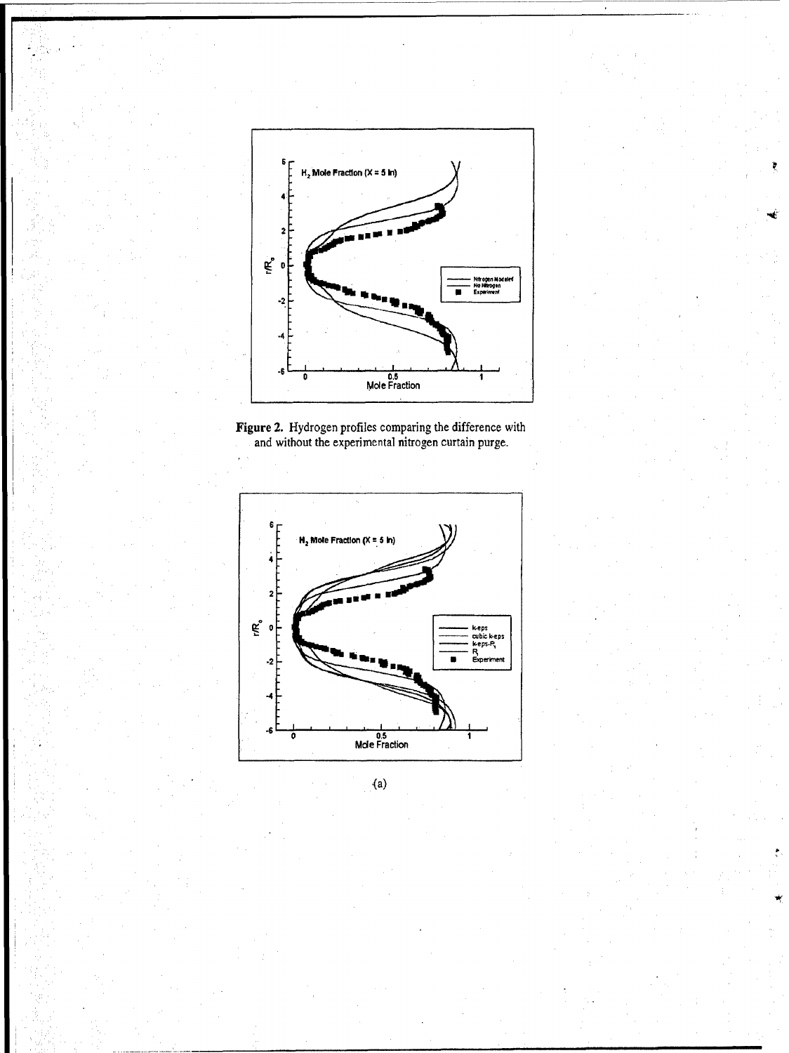**Figure 2.** Hydrogen profiles comparing the difference with and without the experimental nitrogen curtain purge.

(a)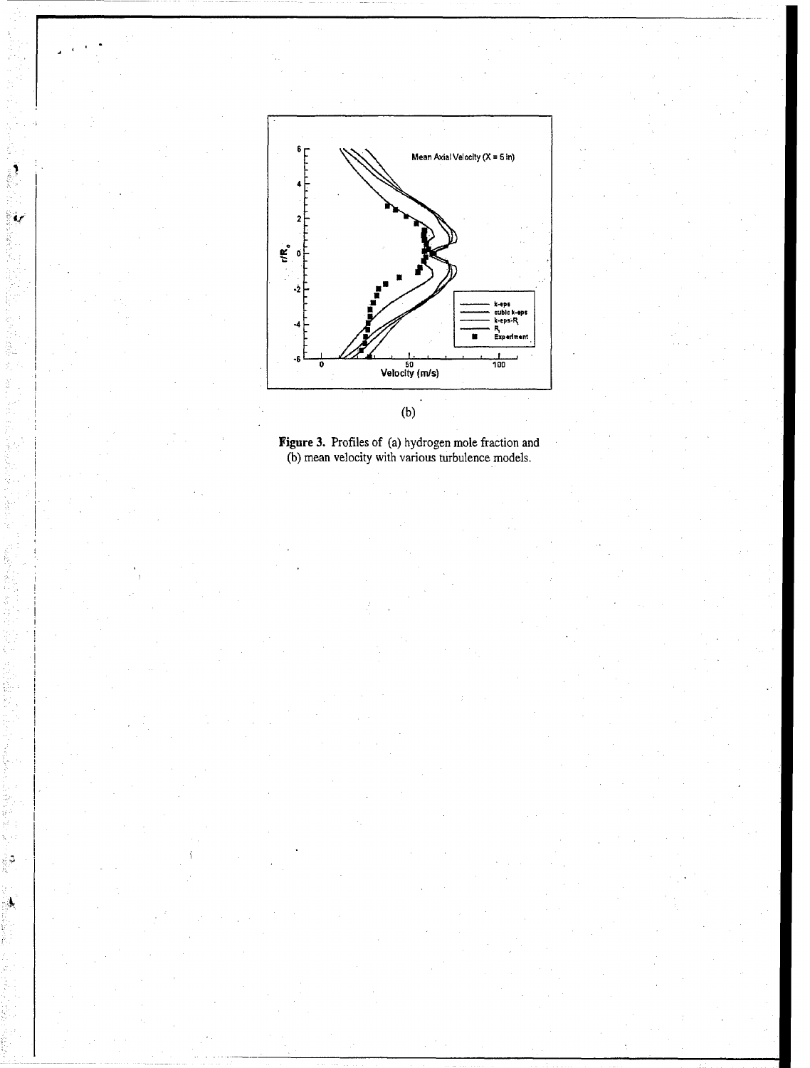(b)

**Figure 3.** Profiles of (a) hydrogen mole fraction and (b) mean velocity with various turbulence models.